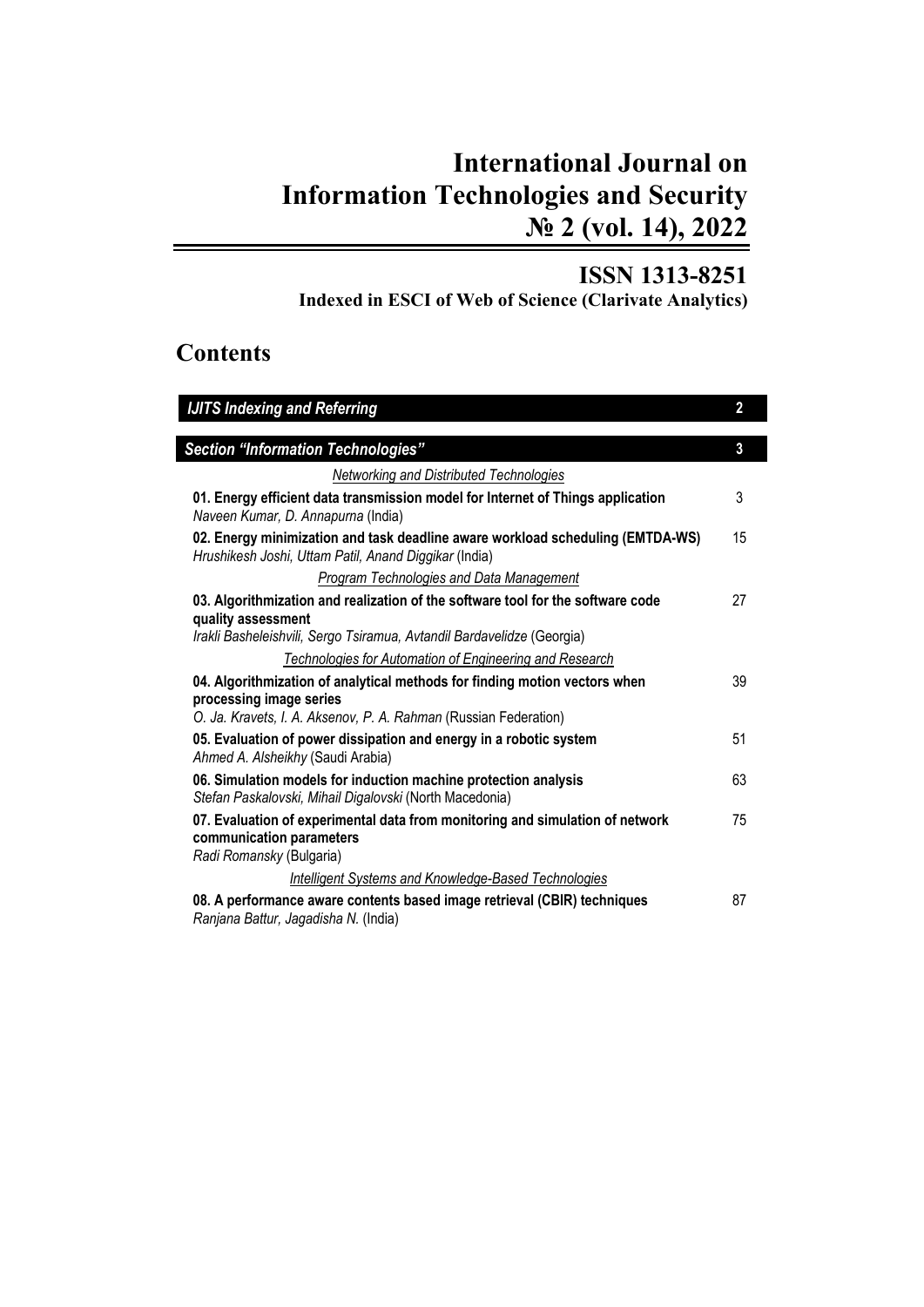# International Journal on Information Technologies and Security № 2 (vol. 14), 2022

## ISSN 1313-8251

**Indexed in ESCI of Web of Science (Clarivate Analytics)**

## Contents

| | |
|---|---|
| ***IJITS Indexing and Referring*** | **2** |
| ***Section "Information Technologies"*** | **3** |
| *Networking and Distributed Technologies* | |
| **01. Energy efficient data transmission model for Internet of Things application**<br>*Naveen Kumar, D. Annapurna* (India) | 3 |
| **02. Energy minimization and task deadline aware workload scheduling (EMTDA-WS)**<br>*Hrushikesh Joshi, Uttam Patil, Anand Diggikar* (India) | 15 |
| *Program Technologies and Data Management* | |
| **03. Algorithmization and realization of the software tool for the software code quality assessment**<br>*Irakli Basheleishvili, Sergo Tsiramua, Avtandil Bardavelidze* (Georgia) | 27 |
| *Technologies for Automation of Engineering and Research* | |
| **04. Algorithmization of analytical methods for finding motion vectors when processing image series**<br>*O. Ja. Kravets, I. A. Aksenov, P. A. Rahman* (Russian Federation) | 39 |
| **05. Evaluation of power dissipation and energy in a robotic system**<br>*Ahmed A. Alsheikhy* (Saudi Arabia) | 51 |
| **06. Simulation models for induction machine protection analysis**<br>*Stefan Paskalovski, Mihail Digalovski* (North Macedonia) | 63 |
| **07. Evaluation of experimental data from monitoring and simulation of network communication parameters**<br>*Radi Romansky* (Bulgaria) | 75 |
| *Intelligent Systems and Knowledge-Based Technologies* | |
| **08. A performance aware contents based image retrieval (CBIR) techniques**<br>*Ranjana Battur, Jagadisha N.* (India) | 87 |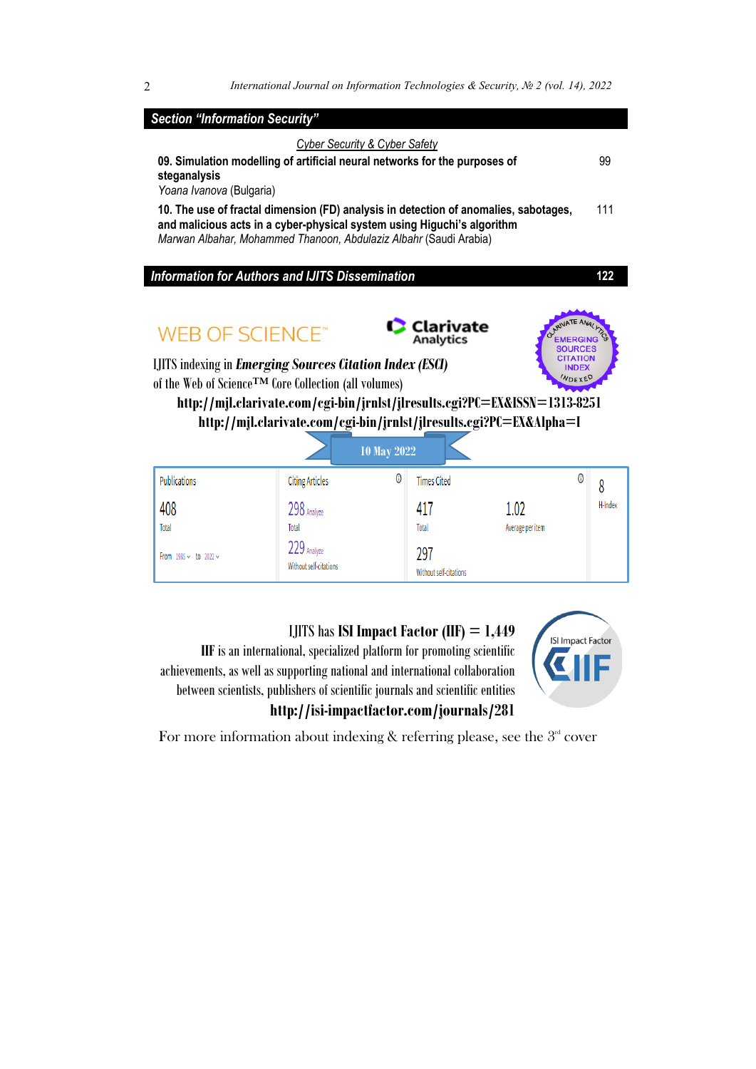## Section "Information Security"

*Cyber Security & Cyber Safety*

**09. Simulation modelling of artificial neural networks for the purposes of steganalysis** 99
*Yoana Ivanova* (Bulgaria)

**10. The use of fractal dimension (FD) analysis in detection of anomalies, sabotages, and malicious acts in a cyber-physical system using Higuchi's algorithm** 111
*Marwan Albahar, Mohammed Thanoon, Abdulaziz Albahr* (Saudi Arabia)

## Information for Authors and IJITS Dissemination 122

WEB OF SCIENCE™

Clarivate Analytics

CLARIVATE ANALYTICS EMERGING SOURCES CITATION INDEX INDEXED

IJITS indexing in ***Emerging Sources Citation Index (ESCI)*** of the Web of Science™ Core Collection (all volumes)

**http://mjl.clarivate.com/cgi-bin/jrnlst/jlresults.cgi?PC=EX&ISSN=1313-8251**
**http://mjl.clarivate.com/cgi-bin/jrnlst/jlresults.cgi?PC=EX&Alpha=I**

10 May 2022

| Publications | Citing Articles | Times Cited | | |
|---|---|---|---|---|
| 408 Total | 298 Analyze Total | 417 Total | 1.02 Average per item | 8 H-Index |
| From 1985 to 2022 | 229 Analyze Without self-citations | 297 Without self-citations | | |

IJITS has **ISI Impact Factor (IIF) = 1,449**

**IIF** is an international, specialized platform for promoting scientific achievements, as well as supporting national and international collaboration between scientists, publishers of scientific journals and scientific entities

**http://isi-impactfactor.com/journals/281**

ISI Impact Factor IIF

For more information about indexing & referring please, see the 3rd cover